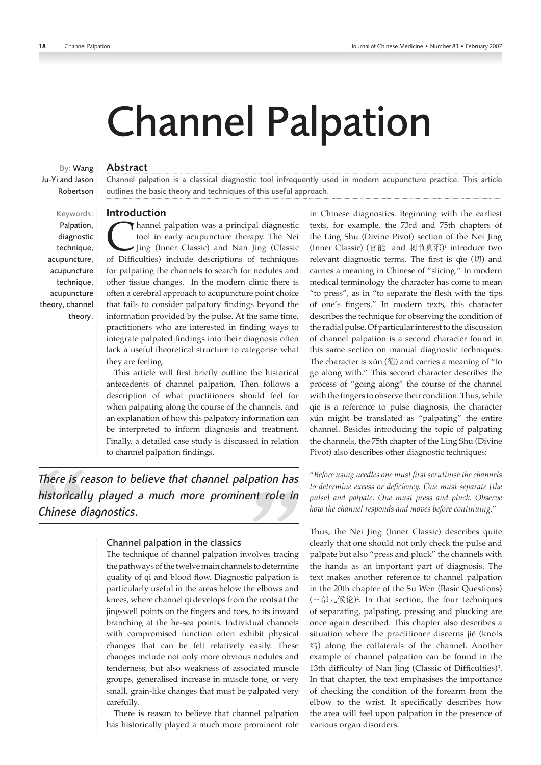# Channel Palpation

By: Wang Ju-Yi and Jason Robertson

Keywords: Palpation, diagnostic technique, acupuncture, acupuncture technique, acupuncture theory, channel theory.

## Abstract

Channel palpation is a classical diagnostic tool infrequently used in modern acupuncture practice. This article outlines the basic theory and techniques of this useful approach.

## Introduction

Channel palpation was a principal diagnostic tool in early acupuncture therapy. The Nei Jing (Inner Classic) and Nan Jing (Classic of Difficulties) include descriptions of techniques for palpating the channels to search for nodules and other tissue changes. In the modern clinic there is often a cerebral approach to acupuncture point choice that fails to consider palpatory findings beyond the information provided by the pulse. At the same time, practitioners who are interested in finding ways to integrate palpated findings into their diagnosis often lack a useful theoretical structure to categorise what they are feeling.

This article will first briefly outline the historical antecedents of channel palpation. Then follows a description of what practitioners should feel for when palpating along the course of the channels, and an explanation of how this palpatory information can be interpreted to inform diagnosis and treatment. Finally, a detailed case study is discussed in relation to channel palpation findings.

*There is reason to believe that channel palpation has historically played a much more prominent role in Chinese diagnostics.*

### Channel palpation in the classics

The technique of channel palpation involves tracing the pathways of the twelve main channels to determine quality of qi and blood flow. Diagnostic palpation is particularly useful in the areas below the elbows and knees, where channel qi develops from the roots at the jing-well points on the fingers and toes, to its inward branching at the he-sea points. Individual channels with compromised function often exhibit physical changes that can be felt relatively easily. These changes include not only more obvious nodules and tenderness, but also weakness of associated muscle groups, generalised increase in muscle tone, or very small, grain-like changes that must be palpated very carefully.

There is reason to believe that channel palpation has historically played a much more prominent role in Chinese diagnostics. Beginning with the earliest texts, for example, the 73rd and 75th chapters of the Ling Shu (Divine Pivot) section of the Nei Jing (Inner Classic) (官能 and 刺节真邪)[1] introduce two relevant diagnostic terms. The first is qìe (切) and carries a meaning in Chinese of "slicing." In modern medical terminology the character has come to mean "to press", as in "to separate the flesh with the tips of one's fingers." In modern texts, this character describes the technique for observing the condition of the radial pulse. Of particular interest to the discussion of channel palpation is a second character found in this same section on manual diagnostic techniques. The character is xún (循) and carries a meaning of "to go along with." This second character describes the process of "going along" the course of the channel with the fingers to observe their condition. Thus, while qìe is a reference to pulse diagnosis, the character xún might be translated as "palpating" the entire channel. Besides introducing the topic of palpating the channels, the 75th chapter of the Ling Shu (Divine Pivot) also describes other diagnostic techniques:

"*Before using needles one must first scrutinise the channels to determine excess or deficiency. One must separate [the pulse] and palpate. One must press and pluck. Observe how the channel responds and moves before continuing.*"

Thus, the Nei Jing (Inner Classic) describes quite clearly that one should not only check the pulse and palpate but also "press and pluck" the channels with the hands as an important part of diagnosis. The text makes another reference to channel palpation in the 20th chapter of the Su Wen (Basic Questions) (三部九候论)[2]. In that section, the four techniques of separating, palpating, pressing and plucking are once again described. This chapter also describes a situation where the practitioner discerns jié (knots 结) along the collaterals of the channel. Another example of channel palpation can be found in the 13th difficulty of Nan Jing (Classic of Difficulties)[3]. In that chapter, the text emphasises the importance of checking the condition of the forearm from the elbow to the wrist. It specifically describes how the area will feel upon palpation in the presence of various organ disorders.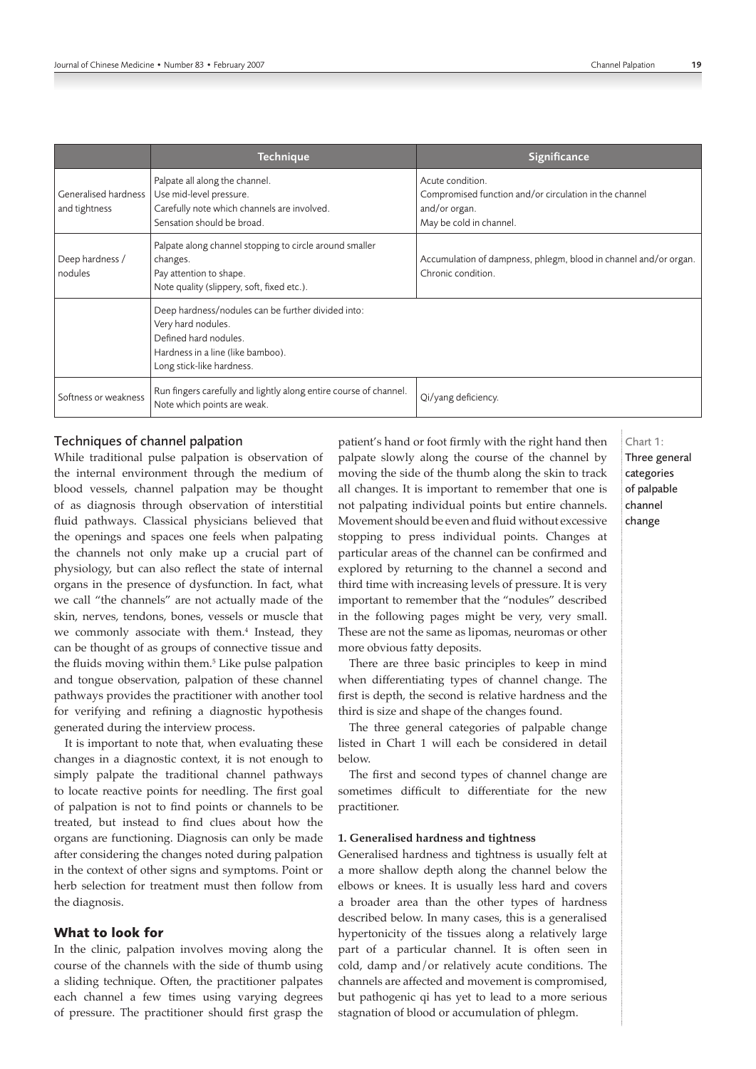| | Technique | Significance |
|---|---|---|
| Generalised hardness and tightness | Palpate all along the channel. Use mid-level pressure. Carefully note which channels are involved. Sensation should be broad. | Acute condition. Compromised function and/or circulation in the channel and/or organ. May be cold in channel. |
| Deep hardness / nodules | Palpate along channel stopping to circle around smaller changes. Pay attention to shape. Note quality (slippery, soft, fixed etc.). | Accumulation of dampness, phlegm, blood in channel and/or organ. Chronic condition. |
| | Deep hardness/nodules can be further divided into: Very hard nodules. Defined hard nodules. Hardness in a line (like bamboo). Long stick-like hardness. | |
| Softness or weakness | Run fingers carefully and lightly along entire course of channel. Note which points are weak. | Qi/yang deficiency. |

Chart 1: Three general categories of palpable channel change

## Techniques of channel palpation

While traditional pulse palpation is observation of the internal environment through the medium of blood vessels, channel palpation may be thought of as diagnosis through observation of interstitial fluid pathways. Classical physicians believed that the openings and spaces one feels when palpating the channels not only make up a crucial part of physiology, but can also reflect the state of internal organs in the presence of dysfunction. In fact, what we call "the channels" are not actually made of the skin, nerves, tendons, bones, vessels or muscle that we commonly associate with them.[4] Instead, they can be thought of as groups of connective tissue and the fluids moving within them.[5] Like pulse palpation and tongue observation, palpation of these channel pathways provides the practitioner with another tool for verifying and refining a diagnostic hypothesis generated during the interview process.

It is important to note that, when evaluating these changes in a diagnostic context, it is not enough to simply palpate the traditional channel pathways to locate reactive points for needling. The first goal of palpation is not to find points or channels to be treated, but instead to find clues about how the organs are functioning. Diagnosis can only be made after considering the changes noted during palpation in the context of other signs and symptoms. Point or herb selection for treatment must then follow from the diagnosis.

## What to look for

In the clinic, palpation involves moving along the course of the channels with the side of thumb using a sliding technique. Often, the practitioner palpates each channel a few times using varying degrees of pressure. The practitioner should first grasp the patient's hand or foot firmly with the right hand then palpate slowly along the course of the channel by moving the side of the thumb along the skin to track all changes. It is important to remember that one is not palpating individual points but entire channels. Movement should be even and fluid without excessive stopping to press individual points. Changes at particular areas of the channel can be confirmed and explored by returning to the channel a second and third time with increasing levels of pressure. It is very important to remember that the "nodules" described in the following pages might be very, very small. These are not the same as lipomas, neuromas or other more obvious fatty deposits.

There are three basic principles to keep in mind when differentiating types of channel change. The first is depth, the second is relative hardness and the third is size and shape of the changes found.

The three general categories of palpable change listed in Chart 1 will each be considered in detail below.

The first and second types of channel change are sometimes difficult to differentiate for the new practitioner.

**1. Generalised hardness and tightness**

Generalised hardness and tightness is usually felt at a more shallow depth along the channel below the elbows or knees. It is usually less hard and covers a broader area than the other types of hardness described below. In many cases, this is a generalised hypertonicity of the tissues along a relatively large part of a particular channel. It is often seen in cold, damp and/or relatively acute conditions. The channels are affected and movement is compromised, but pathogenic qi has yet to lead to a more serious stagnation of blood or accumulation of phlegm.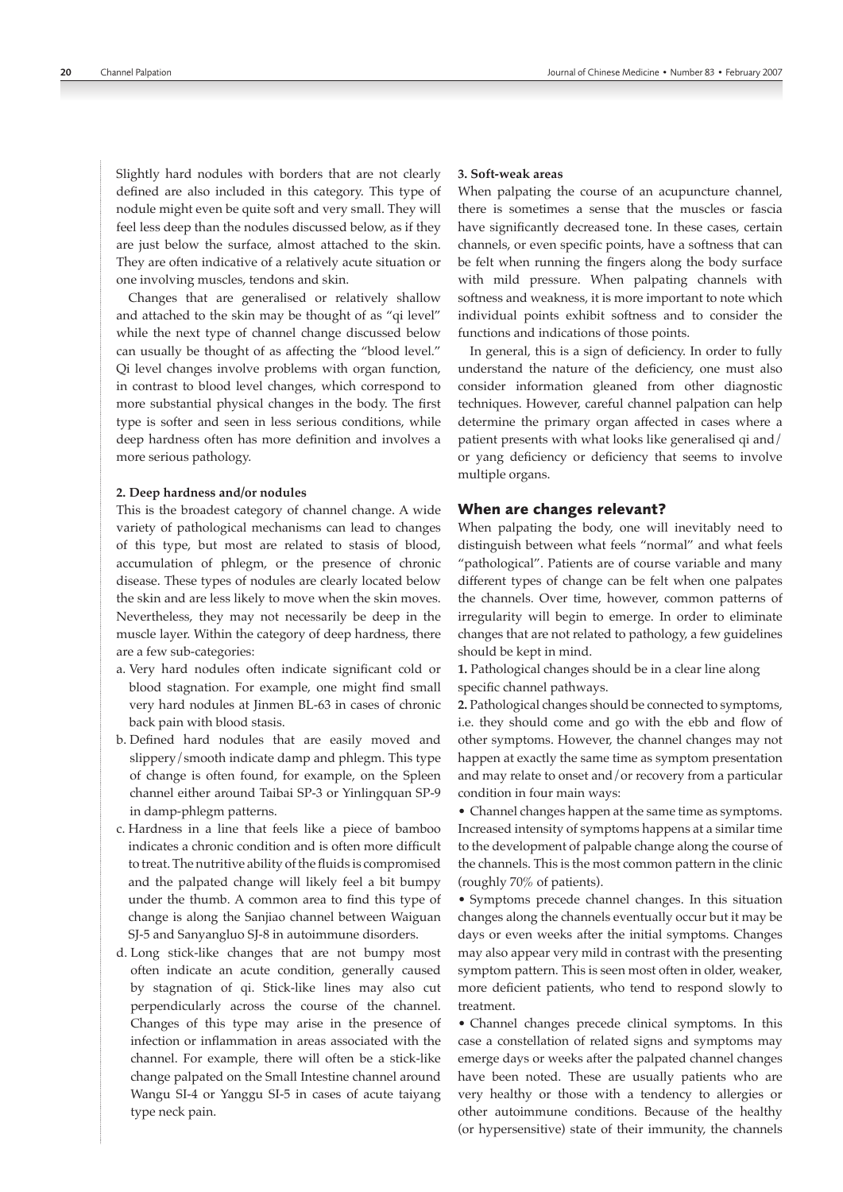Slightly hard nodules with borders that are not clearly defined are also included in this category. This type of nodule might even be quite soft and very small. They will feel less deep than the nodules discussed below, as if they are just below the surface, almost attached to the skin. They are often indicative of a relatively acute situation or one involving muscles, tendons and skin.

Changes that are generalised or relatively shallow and attached to the skin may be thought of as "qi level" while the next type of channel change discussed below can usually be thought of as affecting the "blood level." Qi level changes involve problems with organ function, in contrast to blood level changes, which correspond to more substantial physical changes in the body. The first type is softer and seen in less serious conditions, while deep hardness often has more definition and involves a more serious pathology.

**2. Deep hardness and/or nodules**

This is the broadest category of channel change. A wide variety of pathological mechanisms can lead to changes of this type, but most are related to stasis of blood, accumulation of phlegm, or the presence of chronic disease. These types of nodules are clearly located below the skin and are less likely to move when the skin moves. Nevertheless, they may not necessarily be deep in the muscle layer. Within the category of deep hardness, there are a few sub-categories:

a. Very hard nodules often indicate significant cold or blood stagnation. For example, one might find small very hard nodules at Jinmen BL-63 in cases of chronic back pain with blood stasis.

b. Defined hard nodules that are easily moved and slippery/smooth indicate damp and phlegm. This type of change is often found, for example, on the Spleen channel either around Taibai SP-3 or Yinlingquan SP-9 in damp-phlegm patterns.

c. Hardness in a line that feels like a piece of bamboo indicates a chronic condition and is often more difficult to treat. The nutritive ability of the fluids is compromised and the palpated change will likely feel a bit bumpy under the thumb. A common area to find this type of change is along the Sanjiao channel between Waiguan SJ-5 and Sanyangluo SJ-8 in autoimmune disorders.

d. Long stick-like changes that are not bumpy most often indicate an acute condition, generally caused by stagnation of qi. Stick-like lines may also cut perpendicularly across the course of the channel. Changes of this type may arise in the presence of infection or inflammation in areas associated with the channel. For example, there will often be a stick-like change palpated on the Small Intestine channel around Wangu SI-4 or Yanggu SI-5 in cases of acute taiyang type neck pain.

**3. Soft-weak areas**

When palpating the course of an acupuncture channel, there is sometimes a sense that the muscles or fascia have significantly decreased tone. In these cases, certain channels, or even specific points, have a softness that can be felt when running the fingers along the body surface with mild pressure. When palpating channels with softness and weakness, it is more important to note which individual points exhibit softness and to consider the functions and indications of those points.

In general, this is a sign of deficiency. In order to fully understand the nature of the deficiency, one must also consider information gleaned from other diagnostic techniques. However, careful channel palpation can help determine the primary organ affected in cases where a patient presents with what looks like generalised qi and/or yang deficiency or deficiency that seems to involve multiple organs.

## When are changes relevant?

When palpating the body, one will inevitably need to distinguish between what feels "normal" and what feels "pathological". Patients are of course variable and many different types of change can be felt when one palpates the channels. Over time, however, common patterns of irregularity will begin to emerge. In order to eliminate changes that are not related to pathology, a few guidelines should be kept in mind.

**1.** Pathological changes should be in a clear line along specific channel pathways.

**2.** Pathological changes should be connected to symptoms, i.e. they should come and go with the ebb and flow of other symptoms. However, the channel changes may not happen at exactly the same time as symptom presentation and may relate to onset and/or recovery from a particular condition in four main ways:

- Channel changes happen at the same time as symptoms. Increased intensity of symptoms happens at a similar time to the development of palpable change along the course of the channels. This is the most common pattern in the clinic (roughly 70% of patients).
- Symptoms precede channel changes. In this situation changes along the channels eventually occur but it may be days or even weeks after the initial symptoms. Changes may also appear very mild in contrast with the presenting symptom pattern. This is seen most often in older, weaker, more deficient patients, who tend to respond slowly to treatment.
- Channel changes precede clinical symptoms. In this case a constellation of related signs and symptoms may emerge days or weeks after the palpated channel changes have been noted. These are usually patients who are very healthy or those with a tendency to allergies or other autoimmune conditions. Because of the healthy (or hypersensitive) state of their immunity, the channels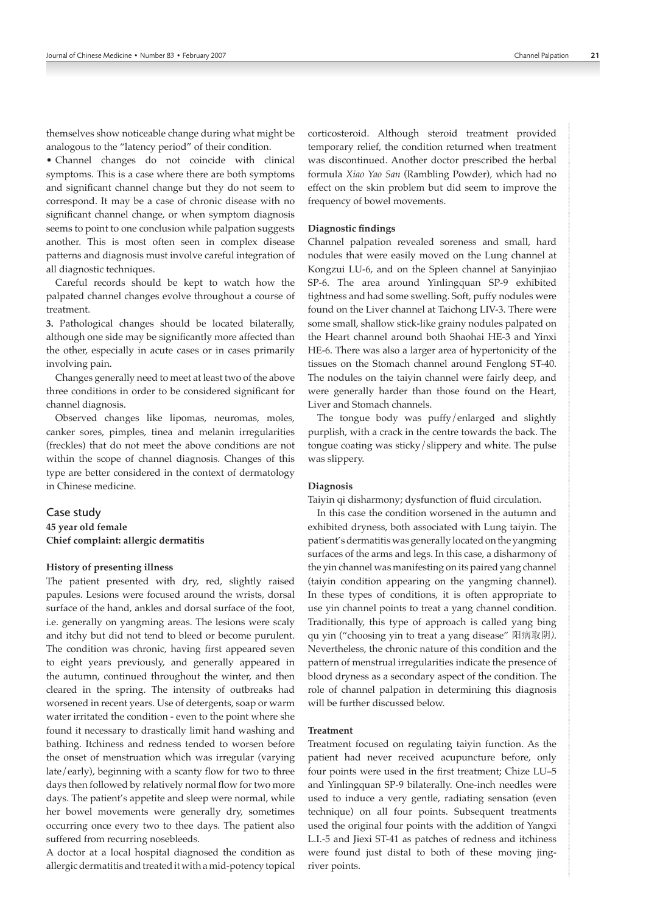themselves show noticeable change during what might be analogous to the "latency period" of their condition.

• Channel changes do not coincide with clinical symptoms. This is a case where there are both symptoms and significant channel change but they do not seem to correspond. It may be a case of chronic disease with no significant channel change, or when symptom diagnosis seems to point to one conclusion while palpation suggests another. This is most often seen in complex disease patterns and diagnosis must involve careful integration of all diagnostic techniques.

Careful records should be kept to watch how the palpated channel changes evolve throughout a course of treatment.

**3.** Pathological changes should be located bilaterally, although one side may be significantly more affected than the other, especially in acute cases or in cases primarily involving pain.

Changes generally need to meet at least two of the above three conditions in order to be considered significant for channel diagnosis.

Observed changes like lipomas, neuromas, moles, canker sores, pimples, tinea and melanin irregularities (freckles) that do not meet the above conditions are not within the scope of channel diagnosis. Changes of this type are better considered in the context of dermatology in Chinese medicine.

## Case study

**45 year old female**
**Chief complaint: allergic dermatitis**

### History of presenting illness

The patient presented with dry, red, slightly raised papules. Lesions were focused around the wrists, dorsal surface of the hand, ankles and dorsal surface of the foot, i.e. generally on yangming areas. The lesions were scaly and itchy but did not tend to bleed or become purulent. The condition was chronic, having first appeared seven to eight years previously, and generally appeared in the autumn, continued throughout the winter, and then cleared in the spring. The intensity of outbreaks had worsened in recent years. Use of detergents, soap or warm water irritated the condition - even to the point where she found it necessary to drastically limit hand washing and bathing. Itchiness and redness tended to worsen before the onset of menstruation which was irregular (varying late/early), beginning with a scanty flow for two to three days then followed by relatively normal flow for two more days. The patient's appetite and sleep were normal, while her bowel movements were generally dry, sometimes occurring once every two to thee days. The patient also suffered from recurring nosebleeds.

A doctor at a local hospital diagnosed the condition as allergic dermatitis and treated it with a mid-potency topical corticosteroid. Although steroid treatment provided temporary relief, the condition returned when treatment was discontinued. Another doctor prescribed the herbal formula *Xiao Yao San* (Rambling Powder), which had no effect on the skin problem but did seem to improve the frequency of bowel movements.

### Diagnostic findings

Channel palpation revealed soreness and small, hard nodules that were easily moved on the Lung channel at Kongzui LU-6, and on the Spleen channel at Sanyinjiao SP-6. The area around Yinlingquan SP-9 exhibited tightness and had some swelling. Soft, puffy nodules were found on the Liver channel at Taichong LIV-3. There were some small, shallow stick-like grainy nodules palpated on the Heart channel around both Shaohai HE-3 and Yinxi HE-6. There was also a larger area of hypertonicity of the tissues on the Stomach channel around Fenglong ST-40. The nodules on the taiyin channel were fairly deep, and were generally harder than those found on the Heart, Liver and Stomach channels.

The tongue body was puffy/enlarged and slightly purplish, with a crack in the centre towards the back. The tongue coating was sticky/slippery and white. The pulse was slippery.

### Diagnosis

Taiyin qi disharmony; dysfunction of fluid circulation.

In this case the condition worsened in the autumn and exhibited dryness, both associated with Lung taiyin. The patient's dermatitis was generally located on the yangming surfaces of the arms and legs. In this case, a disharmony of the yin channel was manifesting on its paired yang channel (taiyin condition appearing on the yangming channel). In these types of conditions, it is often appropriate to use yin channel points to treat a yang channel condition. Traditionally, this type of approach is called yang bing qu yin ("choosing yin to treat a yang disease" 阳病取阴). Nevertheless, the chronic nature of this condition and the pattern of menstrual irregularities indicate the presence of blood dryness as a secondary aspect of the condition. The role of channel palpation in determining this diagnosis will be further discussed below.

### Treatment

Treatment focused on regulating taiyin function. As the patient had never received acupuncture before, only four points were used in the first treatment; Chize LU–5 and Yinlingquan SP-9 bilaterally. One-inch needles were used to induce a very gentle, radiating sensation (even technique) on all four points. Subsequent treatments used the original four points with the addition of Yangxi L.I.-5 and Jiexi ST-41 as patches of redness and itchiness were found just distal to both of these moving jing-river points.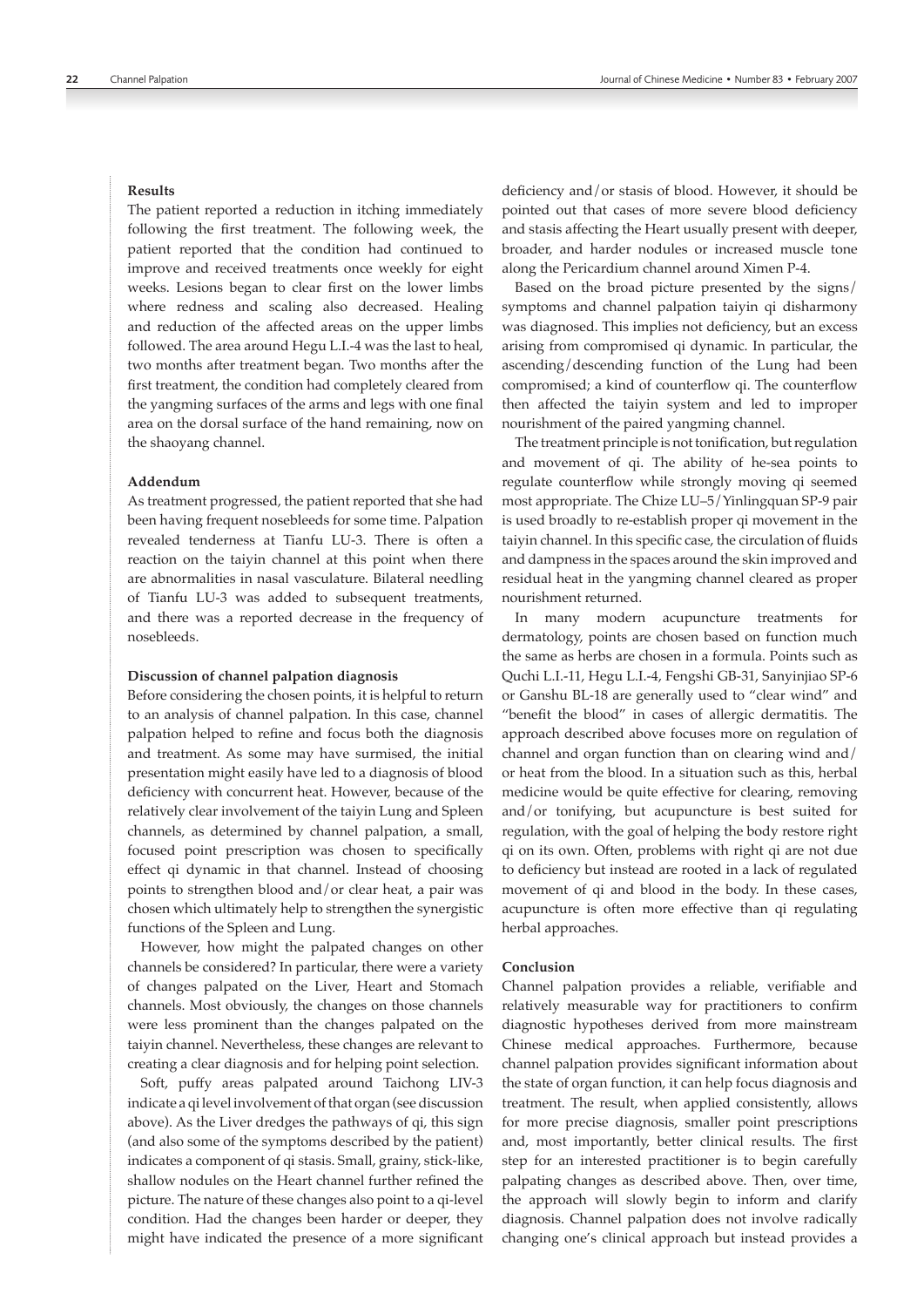### Results

The patient reported a reduction in itching immediately following the first treatment. The following week, the patient reported that the condition had continued to improve and received treatments once weekly for eight weeks. Lesions began to clear first on the lower limbs where redness and scaling also decreased. Healing and reduction of the affected areas on the upper limbs followed. The area around Hegu L.I.-4 was the last to heal, two months after treatment began. Two months after the first treatment, the condition had completely cleared from the yangming surfaces of the arms and legs with one final area on the dorsal surface of the hand remaining, now on the shaoyang channel.

### Addendum

As treatment progressed, the patient reported that she had been having frequent nosebleeds for some time. Palpation revealed tenderness at Tianfu LU-3. There is often a reaction on the taiyin channel at this point when there are abnormalities in nasal vasculature. Bilateral needling of Tianfu LU-3 was added to subsequent treatments, and there was a reported decrease in the frequency of nosebleeds.

### Discussion of channel palpation diagnosis

Before considering the chosen points, it is helpful to return to an analysis of channel palpation. In this case, channel palpation helped to refine and focus both the diagnosis and treatment. As some may have surmised, the initial presentation might easily have led to a diagnosis of blood deficiency with concurrent heat. However, because of the relatively clear involvement of the taiyin Lung and Spleen channels, as determined by channel palpation, a small, focused point prescription was chosen to specifically effect qi dynamic in that channel. Instead of choosing points to strengthen blood and/or clear heat, a pair was chosen which ultimately help to strengthen the synergistic functions of the Spleen and Lung.

However, how might the palpated changes on other channels be considered? In particular, there were a variety of changes palpated on the Liver, Heart and Stomach channels. Most obviously, the changes on those channels were less prominent than the changes palpated on the taiyin channel. Nevertheless, these changes are relevant to creating a clear diagnosis and for helping point selection.

Soft, puffy areas palpated around Taichong LIV-3 indicate a qi level involvement of that organ (see discussion above). As the Liver dredges the pathways of qi, this sign (and also some of the symptoms described by the patient) indicates a component of qi stasis. Small, grainy, stick-like, shallow nodules on the Heart channel further refined the picture. The nature of these changes also point to a qi-level condition. Had the changes been harder or deeper, they might have indicated the presence of a more significant deficiency and/or stasis of blood. However, it should be pointed out that cases of more severe blood deficiency and stasis affecting the Heart usually present with deeper, broader, and harder nodules or increased muscle tone along the Pericardium channel around Ximen P-4.

Based on the broad picture presented by the signs/symptoms and channel palpation taiyin qi disharmony was diagnosed. This implies not deficiency, but an excess arising from compromised qi dynamic. In particular, the ascending/descending function of the Lung had been compromised; a kind of counterflow qi. The counterflow then affected the taiyin system and led to improper nourishment of the paired yangming channel.

The treatment principle is not tonification, but regulation and movement of qi. The ability of he-sea points to regulate counterflow while strongly moving qi seemed most appropriate. The Chize LU–5/Yinlingquan SP-9 pair is used broadly to re-establish proper qi movement in the taiyin channel. In this specific case, the circulation of fluids and dampness in the spaces around the skin improved and residual heat in the yangming channel cleared as proper nourishment returned.

In many modern acupuncture treatments for dermatology, points are chosen based on function much the same as herbs are chosen in a formula. Points such as Quchi L.I.-11, Hegu L.I.-4, Fengshi GB-31, Sanyinjiao SP-6 or Ganshu BL-18 are generally used to "clear wind" and "benefit the blood" in cases of allergic dermatitis. The approach described above focuses more on regulation of channel and organ function than on clearing wind and/or heat from the blood. In a situation such as this, herbal medicine would be quite effective for clearing, removing and/or tonifying, but acupuncture is best suited for regulation, with the goal of helping the body restore right qi on its own. Often, problems with right qi are not due to deficiency but instead are rooted in a lack of regulated movement of qi and blood in the body. In these cases, acupuncture is often more effective than qi regulating herbal approaches.

### Conclusion

Channel palpation provides a reliable, verifiable and relatively measurable way for practitioners to confirm diagnostic hypotheses derived from more mainstream Chinese medical approaches. Furthermore, because channel palpation provides significant information about the state of organ function, it can help focus diagnosis and treatment. The result, when applied consistently, allows for more precise diagnosis, smaller point prescriptions and, most importantly, better clinical results. The first step for an interested practitioner is to begin carefully palpating changes as described above. Then, over time, the approach will slowly begin to inform and clarify diagnosis. Channel palpation does not involve radically changing one's clinical approach but instead provides a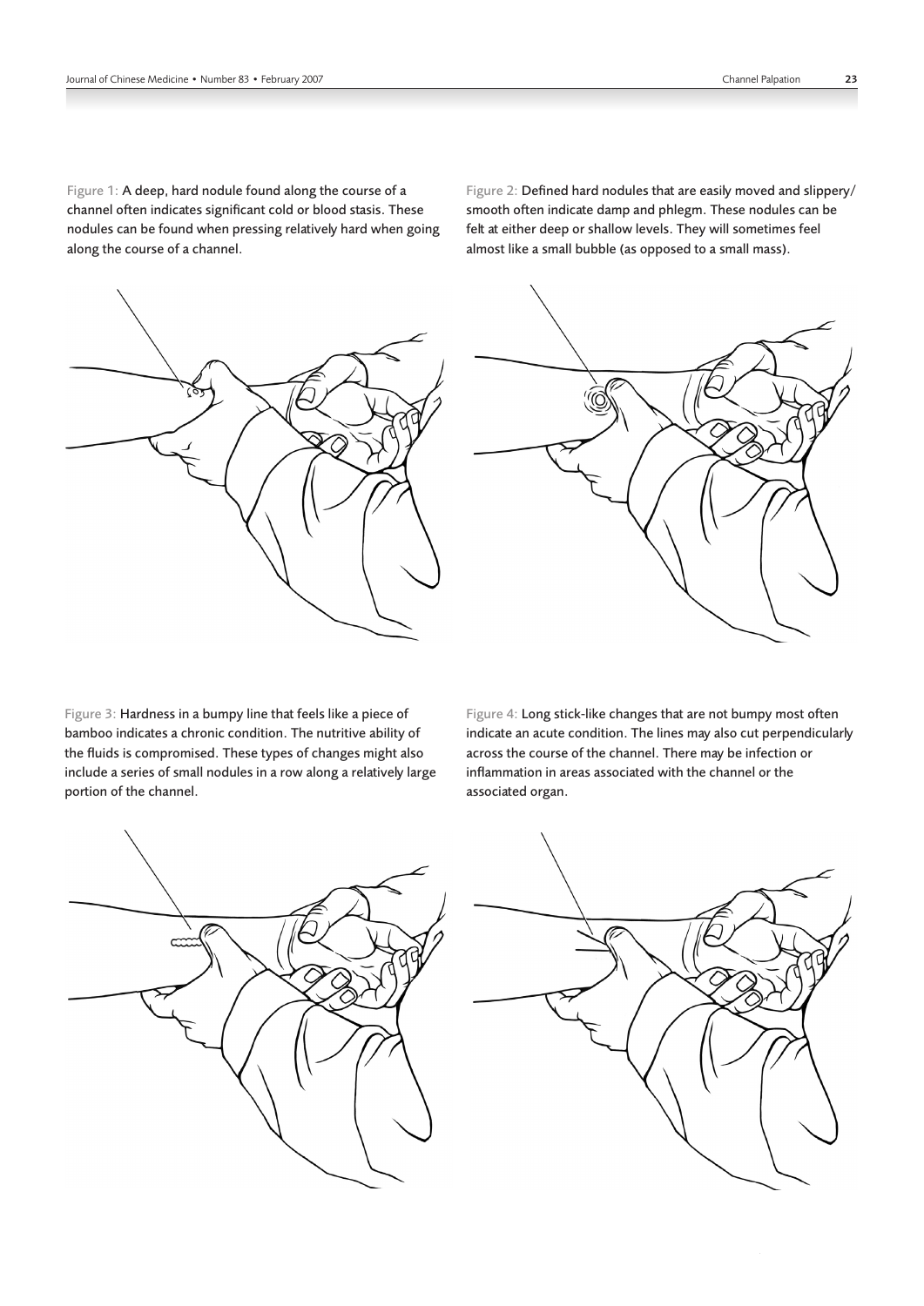Figure 1: A deep, hard nodule found along the course of a channel often indicates significant cold or blood stasis. These nodules can be found when pressing relatively hard when going along the course of a channel.

Figure 2: Defined hard nodules that are easily moved and slippery/smooth often indicate damp and phlegm. These nodules can be felt at either deep or shallow levels. They will sometimes feel almost like a small bubble (as opposed to a small mass).

Figure 3: Hardness in a bumpy line that feels like a piece of bamboo indicates a chronic condition. The nutritive ability of the fluids is compromised. These types of changes might also include a series of small nodules in a row along a relatively large portion of the channel.

Figure 4: Long stick-like changes that are not bumpy most often indicate an acute condition. The lines may also cut perpendicularly across the course of the channel. There may be infection or inflammation in areas associated with the channel or the associated organ.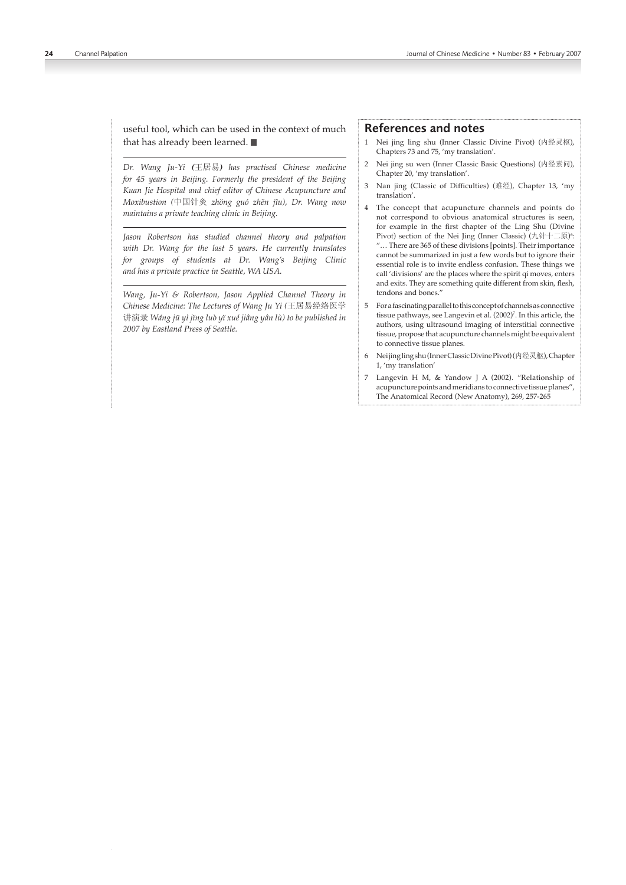useful tool, which can be used in the context of much that has already been learned. ■

*Dr. Wang Ju-Yi (王居易) has practised Chinese medicine for 45 years in Beijing. Formerly the president of the Beijing Kuan Jie Hospital and chief editor of Chinese Acupuncture and Moxibustion (中国针灸 zhōng guó zhēn jiǔ), Dr. Wang now maintains a private teaching clinic in Beijing.*

*Jason Robertson has studied channel theory and palpation with Dr. Wang for the last 5 years. He currently translates for groups of students at Dr. Wang's Beijing Clinic and has a private practice in Seattle, WA USA.*

*Wang, Ju-Yi & Robertson, Jason Applied Channel Theory in Chinese Medicine: The Lectures of Wang Ju Yi (王居易经络医学讲演录 Wáng jū yì jīng luò yī xué jiǎng yǎn lù) to be published in 2007 by Eastland Press of Seattle.*

## References and notes

1. Nei jing ling shu (Inner Classic Divine Pivot) (内经灵枢), Chapters 73 and 75, 'my translation'.
2. Nei jing su wen (Inner Classic Basic Questions) (内经素问), Chapter 20, 'my translation'.
3. Nan jing (Classic of Difficulties) (难经), Chapter 13, 'my translation'.
4. The concept that acupuncture channels and points do not correspond to obvious anatomical structures is seen, for example in the first chapter of the Ling Shu (Divine Pivot) section of the Nei Jing (Inner Classic) (九针十二原)[6]: "… There are 365 of these divisions [points]. Their importance cannot be summarized in just a few words but to ignore their essential role is to invite endless confusion. These things we call 'divisions' are the places where the spirit qi moves, enters and exits. They are something quite different from skin, flesh, tendons and bones."
5. For a fascinating parallel to this concept of channels as connective tissue pathways, see Langevin et al. (2002)[7]. In this article, the authors, using ultrasound imaging of interstitial connective tissue, propose that acupuncture channels might be equivalent to connective tissue planes.
6. Nei jing ling shu (Inner Classic Divine Pivot) (内经灵枢), Chapter 1, 'my translation'
7. Langevin H M, & Yandow J A (2002). "Relationship of acupuncture points and meridians to connective tissue planes", The Anatomical Record (New Anatomy), 269, 257-265